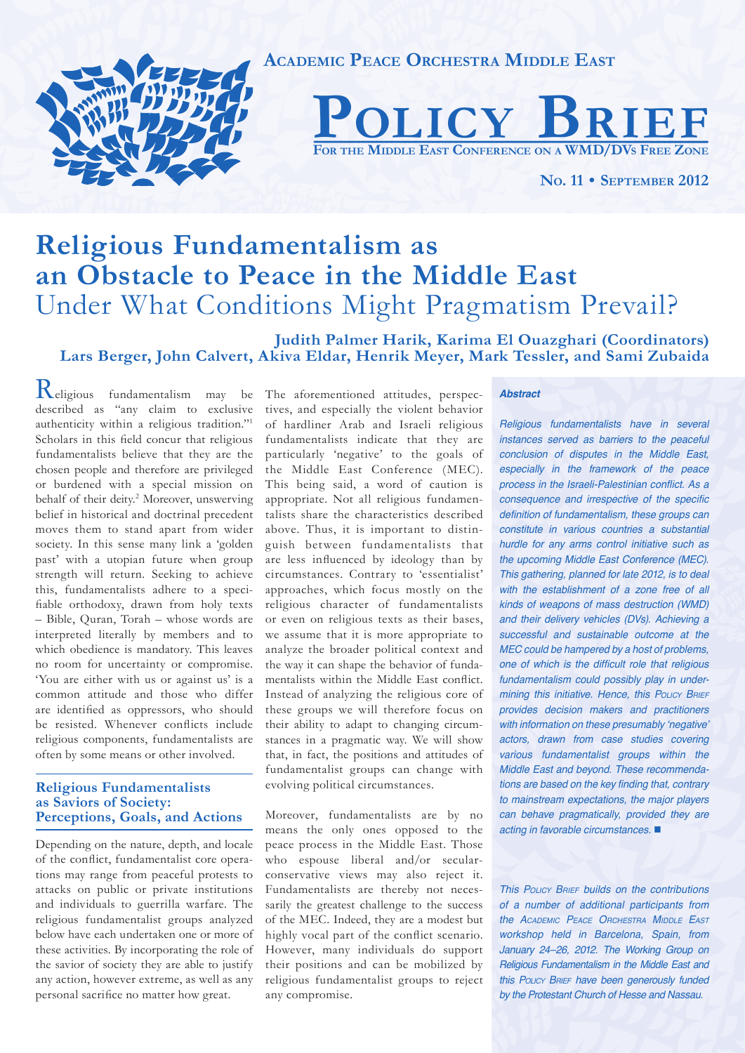**Academic Peace Orchestra Middle East**

# Policy Brief

**For the Middle East Conference on a WMD/DVs Free Zone**

**No. 11 • September 2012**

# Religious Fundamentalism as an Obstacle to Peace in the Middle East
## Under What Conditions Might Pragmatism Prevail?

**Judith Palmer Harik, Karima El Ouazghari (Coordinators)**
**Lars Berger, John Calvert, Akiva Eldar, Henrik Meyer, Mark Tessler, and Sami Zubaida**

***Abstract***

*Religious fundamentalists have in several instances served as barriers to the peaceful conclusion of disputes in the Middle East, especially in the framework of the peace process in the Israeli-Palestinian conflict. As a consequence and irrespective of the specific definition of fundamentalism, these groups can constitute in various countries a substantial hurdle for any arms control initiative such as the upcoming Middle East Conference (MEC). This gathering, planned for late 2012, is to deal with the establishment of a zone free of all kinds of weapons of mass destruction (WMD) and their delivery vehicles (DVs). Achieving a successful and sustainable outcome at the MEC could be hampered by a host of problems, one of which is the difficult role that religious fundamentalism could possibly play in undermining this initiative. Hence, this Policy Brief provides decision makers and practitioners with information on these presumably 'negative' actors, drawn from case studies covering various fundamentalist groups within the Middle East and beyond. These recommendations are based on the key finding that, contrary to mainstream expectations, the major players can behave pragmatically, provided they are acting in favorable circumstances.* ■

*This Policy Brief builds on the contributions of a number of additional participants from the Academic Peace Orchestra Middle East workshop held in Barcelona, Spain, from January 24–26, 2012. The Working Group on Religious Fundamentalism in the Middle East and this Policy Brief have been generously funded by the Protestant Church of Hesse and Nassau.*

Religious fundamentalism may be described as "any claim to exclusive authenticity within a religious tradition."[1] Scholars in this field concur that religious fundamentalists believe that they are the chosen people and therefore are privileged or burdened with a special mission on behalf of their deity.[2] Moreover, unswerving belief in historical and doctrinal precedent moves them to stand apart from wider society. In this sense many link a 'golden past' with a utopian future when group strength will return. Seeking to achieve this, fundamentalists adhere to a specifiable orthodoxy, drawn from holy texts – Bible, Quran, Torah – whose words are interpreted literally by members and to which obedience is mandatory. This leaves no room for uncertainty or compromise. 'You are either with us or against us' is a common attitude and those who differ are identified as oppressors, who should be resisted. Whenever conflicts include religious components, fundamentalists are often by some means or other involved.

### Religious Fundamentalists as Saviors of Society: Perceptions, Goals, and Actions

Depending on the nature, depth, and locale of the conflict, fundamentalist core operations may range from peaceful protests to attacks on public or private institutions and individuals to guerrilla warfare. The religious fundamentalist groups analyzed below have each undertaken one or more of these activities. By incorporating the role of the savior of society they are able to justify any action, however extreme, as well as any personal sacrifice no matter how great.

The aforementioned attitudes, perspectives, and especially the violent behavior of hardliner Arab and Israeli religious fundamentalists indicate that they are particularly 'negative' to the goals of the Middle East Conference (MEC). This being said, a word of caution is appropriate. Not all religious fundamentalists share the characteristics described above. Thus, it is important to distinguish between fundamentalists that are less influenced by ideology than by circumstances. Contrary to 'essentialist' approaches, which focus mostly on the religious character of fundamentalists or even on religious texts as their bases, we assume that it is more appropriate to analyze the broader political context and the way it can shape the behavior of fundamentalists within the Middle East conflict. Instead of analyzing the religious core of these groups we will therefore focus on their ability to adapt to changing circumstances in a pragmatic way. We will show that, in fact, the positions and attitudes of fundamentalist groups can change with evolving political circumstances.

Moreover, fundamentalists are by no means the only ones opposed to the peace process in the Middle East. Those who espouse liberal and/or secular-conservative views may also reject it. Fundamentalists are thereby not necessarily the greatest challenge to the success of the MEC. Indeed, they are a modest but highly vocal part of the conflict scenario. However, many individuals do support their positions and can be mobilized by religious fundamentalist groups to reject any compromise.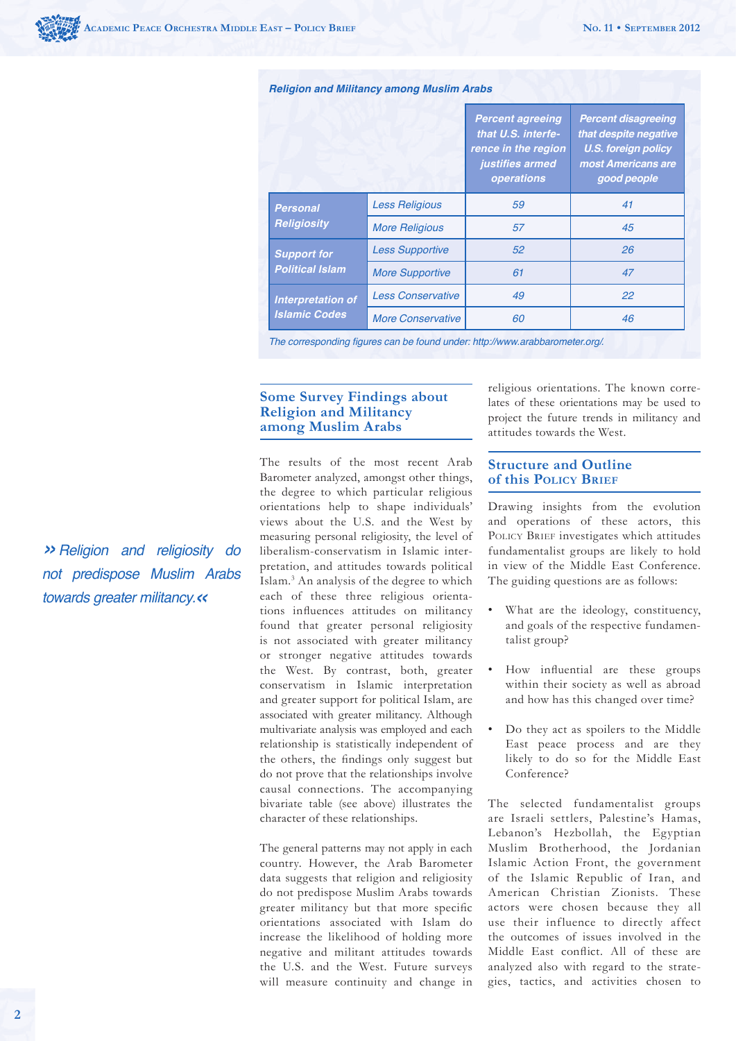**Religion and Militancy among Muslim Arabs**

| | | Percent agreeing that U.S. interference in the region justifies armed operations | Percent disagreeing that despite negative U.S. foreign policy most Americans are good people |
|---|---|---|---|
| Personal Religiosity | Less Religious | 59 | 41 |
| | More Religious | 57 | 45 |
| Support for Political Islam | Less Supportive | 52 | 26 |
| | More Supportive | 61 | 47 |
| Interpretation of Islamic Codes | Less Conservative | 49 | 22 |
| | More Conservative | 60 | 46 |

*The corresponding figures can be found under: http://www.arabbarometer.org/.*

## Some Survey Findings about Religion and Militancy among Muslim Arabs

The results of the most recent Arab Barometer analyzed, amongst other things, the degree to which particular religious orientations help to shape individuals' views about the U.S. and the West by measuring personal religiosity, the level of liberalism-conservatism in Islamic interpretation, and attitudes towards political Islam.[3] An analysis of the degree to which each of these three religious orientations influences attitudes on militancy found that greater personal religiosity is not associated with greater militancy or stronger negative attitudes towards the West. By contrast, both, greater conservatism in Islamic interpretation and greater support for political Islam, are associated with greater militancy. Although multivariate analysis was employed and each relationship is statistically independent of the others, the findings only suggest but do not prove that the relationships involve causal connections. The accompanying bivariate table (see above) illustrates the character of these relationships.

*» Religion and religiosity do not predispose Muslim Arabs towards greater militancy.«*

The general patterns may not apply in each country. However, the Arab Barometer data suggests that religion and religiosity do not predispose Muslim Arabs towards greater militancy but that more specific orientations associated with Islam do increase the likelihood of holding more negative and militant attitudes towards the U.S. and the West. Future surveys will measure continuity and change in religious orientations. The known correlates of these orientations may be used to project the future trends in militancy and attitudes towards the West.

## Structure and Outline of this Policy Brief

Drawing insights from the evolution and operations of these actors, this Policy Brief investigates which attitudes fundamentalist groups are likely to hold in view of the Middle East Conference. The guiding questions are as follows:

- What are the ideology, constituency, and goals of the respective fundamentalist group?
- How influential are these groups within their society as well as abroad and how has this changed over time?
- Do they act as spoilers to the Middle East peace process and are they likely to do so for the Middle East Conference?

The selected fundamentalist groups are Israeli settlers, Palestine's Hamas, Lebanon's Hezbollah, the Egyptian Muslim Brotherhood, the Jordanian Islamic Action Front, the government of the Islamic Republic of Iran, and American Christian Zionists. These actors were chosen because they all use their influence to directly affect the outcomes of issues involved in the Middle East conflict. All of these are analyzed also with regard to the strategies, tactics, and activities chosen to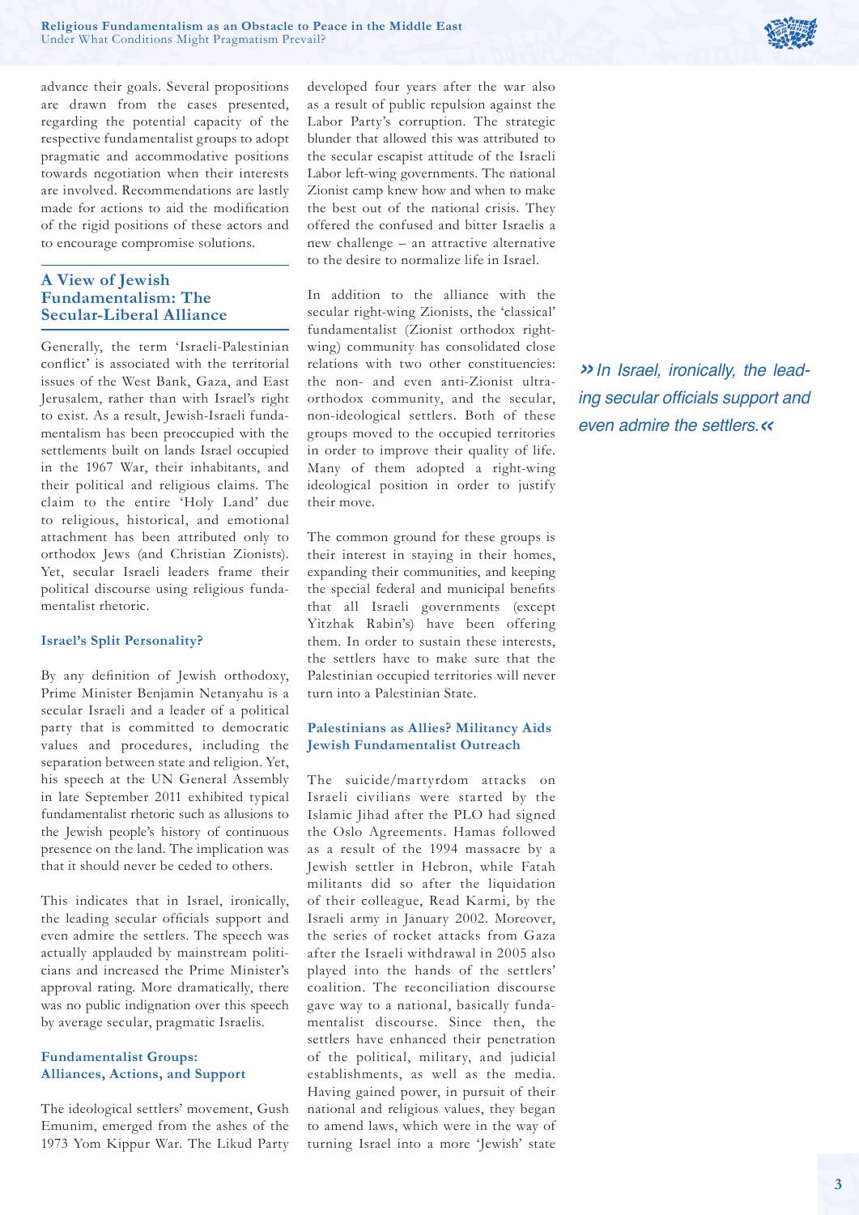advance their goals. Several propositions are drawn from the cases presented, regarding the potential capacity of the respective fundamentalist groups to adopt pragmatic and accommodative positions towards negotiation when their interests are involved. Recommendations are lastly made for actions to aid the modification of the rigid positions of these actors and to encourage compromise solutions.

## A View of Jewish Fundamentalism: The Secular-Liberal Alliance

Generally, the term 'Israeli-Palestinian conflict' is associated with the territorial issues of the West Bank, Gaza, and East Jerusalem, rather than with Israel's right to exist. As a result, Jewish-Israeli fundamentalism has been preoccupied with the settlements built on lands Israel occupied in the 1967 War, their inhabitants, and their political and religious claims. The claim to the entire 'Holy Land' due to religious, historical, and emotional attachment has been attributed only to orthodox Jews (and Christian Zionists). Yet, secular Israeli leaders frame their political discourse using religious fundamentalist rhetoric.

### Israel's Split Personality?

By any definition of Jewish orthodoxy, Prime Minister Benjamin Netanyahu is a secular Israeli and a leader of a political party that is committed to democratic values and procedures, including the separation between state and religion. Yet, his speech at the UN General Assembly in late September 2011 exhibited typical fundamentalist rhetoric such as allusions to the Jewish people's history of continuous presence on the land. The implication was that it should never be ceded to others.

This indicates that in Israel, ironically, the leading secular officials support and even admire the settlers. The speech was actually applauded by mainstream politicians and increased the Prime Minister's approval rating. More dramatically, there was no public indignation over this speech by average secular, pragmatic Israelis.

### Fundamentalist Groups: Alliances, Actions, and Support

The ideological settlers' movement, Gush Emunim, emerged from the ashes of the 1973 Yom Kippur War. The Likud Party developed four years after the war also as a result of public repulsion against the Labor Party's corruption. The strategic blunder that allowed this was attributed to the secular escapist attitude of the Israeli Labor left-wing governments. The national Zionist camp knew how and when to make the best out of the national crisis. They offered the confused and bitter Israelis a new challenge – an attractive alternative to the desire to normalize life in Israel.

In addition to the alliance with the secular right-wing Zionists, the 'classical' fundamentalist (Zionist orthodox right-wing) community has consolidated close relations with two other constituencies: the non- and even anti-Zionist ultra-orthodox community, and the secular, non-ideological settlers. Both of these groups moved to the occupied territories in order to improve their quality of life. Many of them adopted a right-wing ideological position in order to justify their move.

The common ground for these groups is their interest in staying in their homes, expanding their communities, and keeping the special federal and municipal benefits that all Israeli governments (except Yitzhak Rabin's) have been offering them. In order to sustain these interests, the settlers have to make sure that the Palestinian occupied territories will never turn into a Palestinian State.

### Palestinians as Allies? Militancy Aids Jewish Fundamentalist Outreach

The suicide/martyrdom attacks on Israeli civilians were started by the Islamic Jihad after the PLO had signed the Oslo Agreements. Hamas followed as a result of the 1994 massacre by a Jewish settler in Hebron, while Fatah militants did so after the liquidation of their colleague, Raed Karmi, by the Israeli army in January 2002. Moreover, the series of rocket attacks from Gaza after the Israeli withdrawal in 2005 also played into the hands of the settlers' coalition. The reconciliation discourse gave way to a national, basically fundamentalist discourse. Since then, the settlers have enhanced their penetration of the political, military, and judicial establishments, as well as the media. Having gained power, in pursuit of their national and religious values, they began to amend laws, which were in the way of turning Israel into a more 'Jewish' state

*» In Israel, ironically, the leading secular officials support and even admire the settlers. «*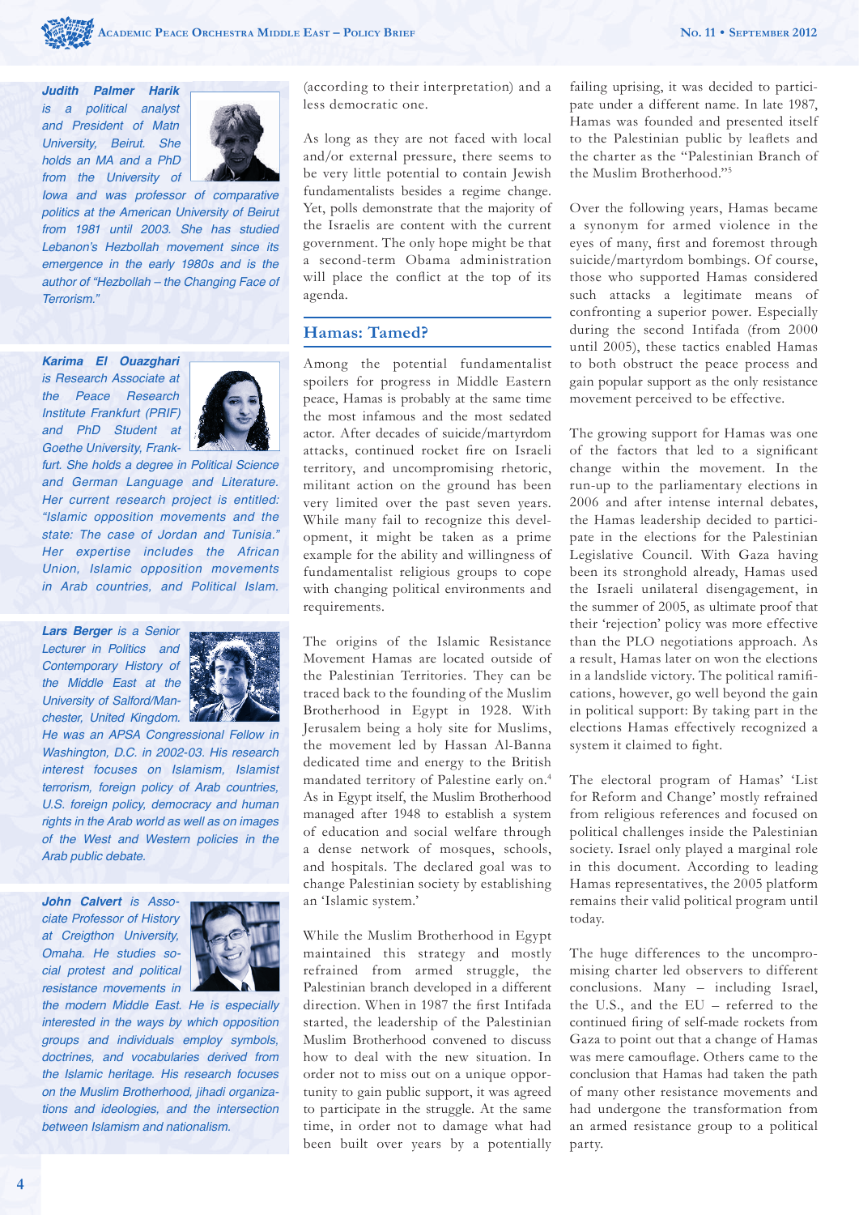*Judith Palmer Harik is a political analyst and President of Matn University, Beirut. She holds an MA and a PhD from the University of Iowa and was professor of comparative politics at the American University of Beirut from 1981 until 2003. She has studied Lebanon's Hezbollah movement since its emergence in the early 1980s and is the author of "Hezbollah – the Changing Face of Terrorism."*

*Karima El Ouazghari is Research Associate at the Peace Research Institute Frankfurt (PRIF) and PhD Student at Goethe University, Frankfurt. She holds a degree in Political Science and German Language and Literature. Her current research project is entitled: "Islamic opposition movements and the state: The case of Jordan and Tunisia." Her expertise includes the African Union, Islamic opposition movements in Arab countries, and Political Islam.*

*Lars Berger is a Senior Lecturer in Politics and Contemporary History of the Middle East at the University of Salford/Manchester, United Kingdom. He was an APSA Congressional Fellow in Washington, D.C. in 2002-03. His research interest focuses on Islamism, Islamist terrorism, foreign policy of Arab countries, U.S. foreign policy, democracy and human rights in the Arab world as well as on images of the West and Western policies in the Arab public debate.*

*John Calvert is Associate Professor of History at Creighton University, Omaha. He studies social protest and political resistance movements in the modern Middle East. He is especially interested in the ways by which opposition groups and individuals employ symbols, doctrines, and vocabularies derived from the Islamic heritage. His research focuses on the Muslim Brotherhood, jihadi organizations and ideologies, and the intersection between Islamism and nationalism.*

(according to their interpretation) and a less democratic one.

As long as they are not faced with local and/or external pressure, there seems to be very little potential to contain Jewish fundamentalists besides a regime change. Yet, polls demonstrate that the majority of the Israelis are content with the current government. The only hope might be that a second-term Obama administration will place the conflict at the top of its agenda.

## Hamas: Tamed?

Among the potential fundamentalist spoilers for progress in Middle Eastern peace, Hamas is probably at the same time the most infamous and the most sedated actor. After decades of suicide/martyrdom attacks, continued rocket fire on Israeli territory, and uncompromising rhetoric, militant action on the ground has been very limited over the past seven years. While many fail to recognize this development, it might be taken as a prime example for the ability and willingness of fundamentalist religious groups to cope with changing political environments and requirements.

The origins of the Islamic Resistance Movement Hamas are located outside of the Palestinian Territories. They can be traced back to the founding of the Muslim Brotherhood in Egypt in 1928. With Jerusalem being a holy site for Muslims, the movement led by Hassan Al-Banna dedicated time and energy to the British mandated territory of Palestine early on.[4] As in Egypt itself, the Muslim Brotherhood managed after 1948 to establish a system of education and social welfare through a dense network of mosques, schools, and hospitals. The declared goal was to change Palestinian society by establishing an 'Islamic system.'

While the Muslim Brotherhood in Egypt maintained this strategy and mostly refrained from armed struggle, the Palestinian branch developed in a different direction. When in 1987 the first Intifada started, the leadership of the Palestinian Muslim Brotherhood convened to discuss how to deal with the new situation. In order not to miss out on a unique opportunity to gain public support, it was agreed to participate in the struggle. At the same time, in order not to damage what had been built over years by a potentially failing uprising, it was decided to participate under a different name. In late 1987, Hamas was founded and presented itself to the Palestinian public by leaflets and the charter as the "Palestinian Branch of the Muslim Brotherhood."[5]

Over the following years, Hamas became a synonym for armed violence in the eyes of many, first and foremost through suicide/martyrdom bombings. Of course, those who supported Hamas considered such attacks a legitimate means of confronting a superior power. Especially during the second Intifada (from 2000 until 2005), these tactics enabled Hamas to both obstruct the peace process and gain popular support as the only resistance movement perceived to be effective.

The growing support for Hamas was one of the factors that led to a significant change within the movement. In the run-up to the parliamentary elections in 2006 and after intense internal debates, the Hamas leadership decided to participate in the elections for the Palestinian Legislative Council. With Gaza having been its stronghold already, Hamas used the Israeli unilateral disengagement, in the summer of 2005, as ultimate proof that their 'rejection' policy was more effective than the PLO negotiations approach. As a result, Hamas later on won the elections in a landslide victory. The political ramifications, however, go well beyond the gain in political support: By taking part in the elections Hamas effectively recognized a system it claimed to fight.

The electoral program of Hamas' 'List for Reform and Change' mostly refrained from religious references and focused on political challenges inside the Palestinian society. Israel only played a marginal role in this document. According to leading Hamas representatives, the 2005 platform remains their valid political program until today.

The huge differences to the uncompromising charter led observers to different conclusions. Many – including Israel, the U.S., and the EU – referred to the continued firing of self-made rockets from Gaza to point out that a change of Hamas was mere camouflage. Others came to the conclusion that Hamas had taken the path of many other resistance movements and had undergone the transformation from an armed resistance group to a political party.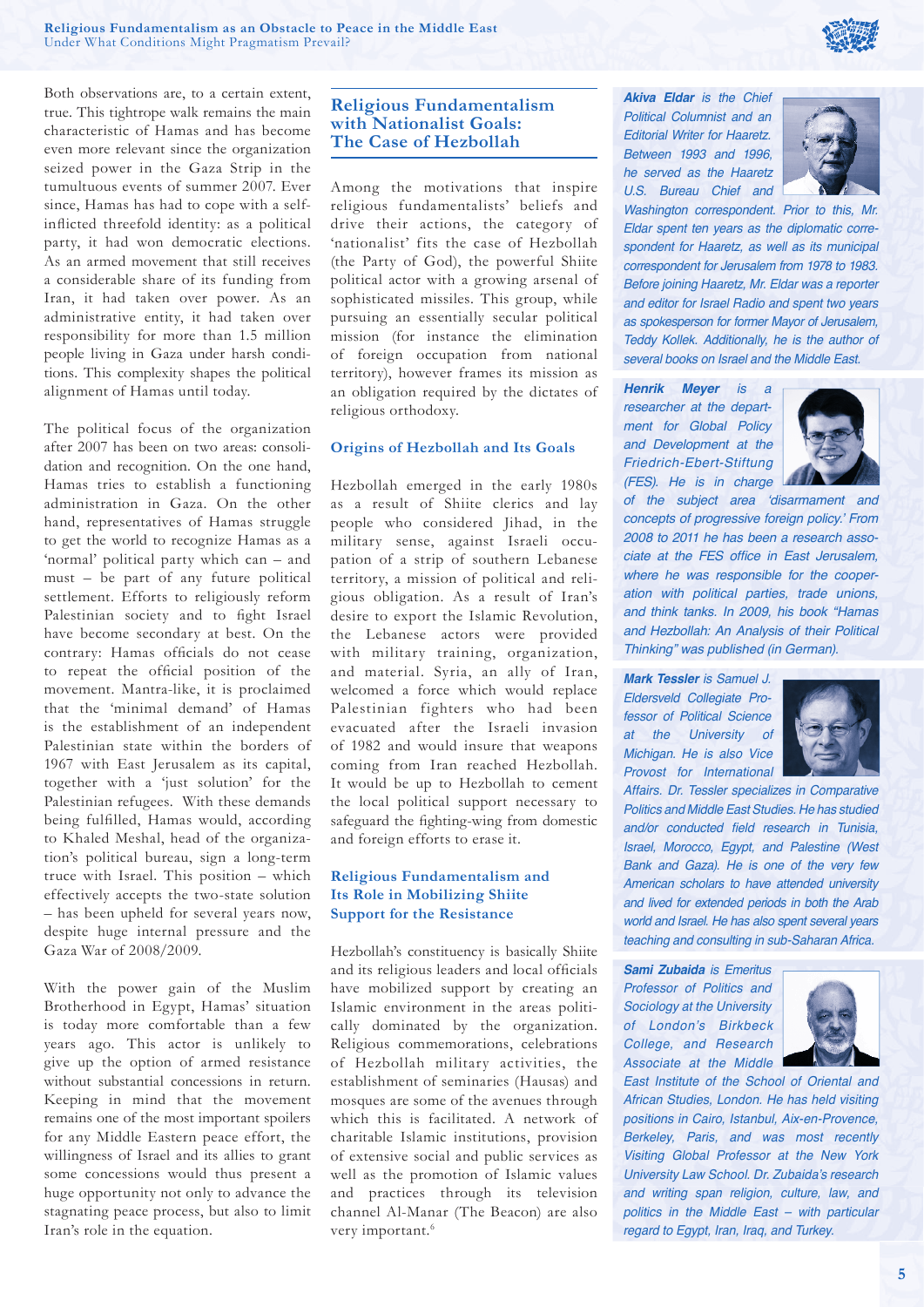Both observations are, to a certain extent, true. This tightrope walk remains the main characteristic of Hamas and has become even more relevant since the organization seized power in the Gaza Strip in the tumultuous events of summer 2007. Ever since, Hamas has had to cope with a self-inflicted threefold identity: as a political party, it had won democratic elections. As an armed movement that still receives a considerable share of its funding from Iran, it had taken over power. As an administrative entity, it had taken over responsibility for more than 1.5 million people living in Gaza under harsh conditions. This complexity shapes the political alignment of Hamas until today.

The political focus of the organization after 2007 has been on two areas: consolidation and recognition. On the one hand, Hamas tries to establish a functioning administration in Gaza. On the other hand, representatives of Hamas struggle to get the world to recognize Hamas as a 'normal' political party which can – and must – be part of any future political settlement. Efforts to religiously reform Palestinian society and to fight Israel have become secondary at best. On the contrary: Hamas officials do not cease to repeat the official position of the movement. Mantra-like, it is proclaimed that the 'minimal demand' of Hamas is the establishment of an independent Palestinian state within the borders of 1967 with East Jerusalem as its capital, together with a 'just solution' for the Palestinian refugees. With these demands being fulfilled, Hamas would, according to Khaled Meshal, head of the organization's political bureau, sign a long-term truce with Israel. This position – which effectively accepts the two-state solution – has been upheld for several years now, despite huge internal pressure and the Gaza War of 2008/2009.

With the power gain of the Muslim Brotherhood in Egypt, Hamas' situation is today more comfortable than a few years ago. This actor is unlikely to give up the option of armed resistance without substantial concessions in return. Keeping in mind that the movement remains one of the most important spoilers for any Middle Eastern peace effort, the willingness of Israel and its allies to grant some concessions would thus present a huge opportunity not only to advance the stagnating peace process, but also to limit Iran's role in the equation.

## Religious Fundamentalism with Nationalist Goals: The Case of Hezbollah

Among the motivations that inspire religious fundamentalists' beliefs and drive their actions, the category of 'nationalist' fits the case of Hezbollah (the Party of God), the powerful Shiite political actor with a growing arsenal of sophisticated missiles. This group, while pursuing an essentially secular political mission (for instance the elimination of foreign occupation from national territory), however frames its mission as an obligation required by the dictates of religious orthodoxy.

### Origins of Hezbollah and Its Goals

Hezbollah emerged in the early 1980s as a result of Shiite clerics and lay people who considered Jihad, in the military sense, against Israeli occupation of a strip of southern Lebanese territory, a mission of political and religious obligation. As a result of Iran's desire to export the Islamic Revolution, the Lebanese actors were provided with military training, organization, and material. Syria, an ally of Iran, welcomed a force which would replace Palestinian fighters who had been evacuated after the Israeli invasion of 1982 and would insure that weapons coming from Iran reached Hezbollah. It would be up to Hezbollah to cement the local political support necessary to safeguard the fighting-wing from domestic and foreign efforts to erase it.

### Religious Fundamentalism and Its Role in Mobilizing Shiite Support for the Resistance

Hezbollah's constituency is basically Shiite and its religious leaders and local officials have mobilized support by creating an Islamic environment in the areas politically dominated by the organization. Religious commemorations, celebrations of Hezbollah military activities, the establishment of seminaries (Hausas) and mosques are some of the avenues through which this is facilitated. A network of charitable Islamic institutions, provision of extensive social and public services as well as the promotion of Islamic values and practices through its television channel Al-Manar (The Beacon) are also very important.[6]

***Akiva Eldar*** *is the Chief Political Columnist and an Editorial Writer for Haaretz. Between 1993 and 1996, he served as the Haaretz U.S. Bureau Chief and Washington correspondent. Prior to this, Mr. Eldar spent ten years as the diplomatic correspondent for Haaretz, as well as its municipal correspondent for Jerusalem from 1978 to 1983. Before joining Haaretz, Mr. Eldar was a reporter and editor for Israel Radio and spent two years as spokesperson for former Mayor of Jerusalem, Teddy Kollek. Additionally, he is the author of several books on Israel and the Middle East.*

***Henrik Meyer*** *is a researcher at the department for Global Policy and Development at the Friedrich-Ebert-Stiftung (FES). He is in charge of the subject area 'disarmament and concepts of progressive foreign policy.' From 2008 to 2011 he has been a research associate at the FES office in East Jerusalem, where he was responsible for the cooperation with political parties, trade unions, and think tanks. In 2009, his book "Hamas and Hezbollah: An Analysis of their Political Thinking" was published (in German).*

***Mark Tessler*** *is Samuel J. Eldersveld Collegiate Professor of Political Science at the University of Michigan. He is also Vice Provost for International Affairs. Dr. Tessler specializes in Comparative Politics and Middle East Studies. He has studied and/or conducted field research in Tunisia, Israel, Morocco, Egypt, and Palestine (West Bank and Gaza). He is one of the very few American scholars to have attended university and lived for extended periods in both the Arab world and Israel. He has also spent several years teaching and consulting in sub-Saharan Africa.*

***Sami Zubaida*** *is Emeritus Professor of Politics and Sociology at the University of London's Birkbeck College, and Research Associate at the Middle East Institute of the School of Oriental and African Studies, London. He has held visiting positions in Cairo, Istanbul, Aix-en-Provence, Berkeley, Paris, and was most recently Visiting Global Professor at the New York University Law School. Dr. Zubaida's research and writing span religion, culture, law, and politics in the Middle East – with particular regard to Egypt, Iran, Iraq, and Turkey.*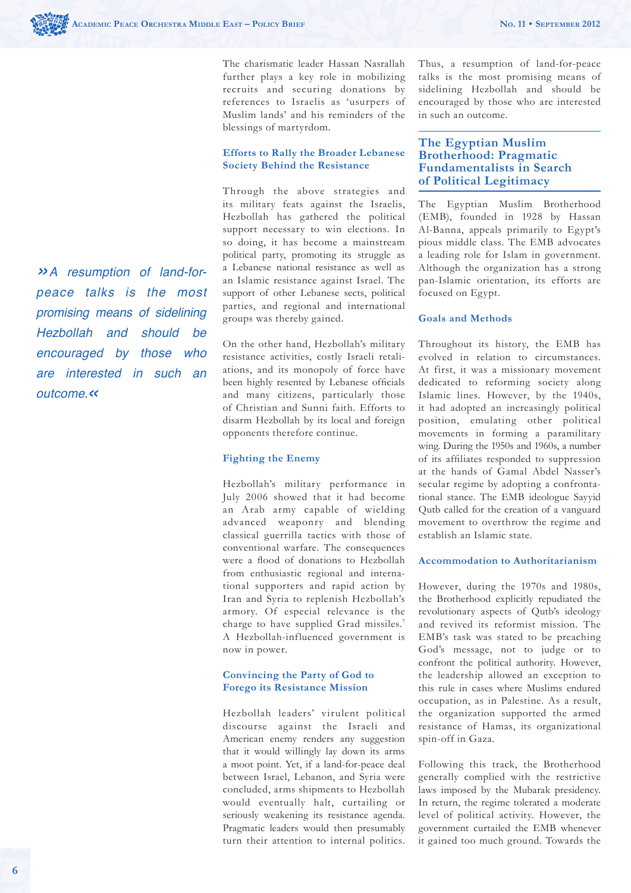The charismatic leader Hassan Nasrallah further plays a key role in mobilizing recruits and securing donations by references to Israelis as 'usurpers of Muslim lands' and his reminders of the blessings of martyrdom.

### Efforts to Rally the Broader Lebanese Society Behind the Resistance

Through the above strategies and its military feats against the Israelis, Hezbollah has gathered the political support necessary to win elections. In so doing, it has become a mainstream political party, promoting its struggle as a Lebanese national resistance as well as an Islamic resistance against Israel. The support of other Lebanese sects, political parties, and regional and international groups was thereby gained.

On the other hand, Hezbollah's military resistance activities, costly Israeli retaliations, and its monopoly of force have been highly resented by Lebanese officials and many citizens, particularly those of Christian and Sunni faith. Efforts to disarm Hezbollah by its local and foreign opponents therefore continue.

### Fighting the Enemy

Hezbollah's military performance in July 2006 showed that it had become an Arab army capable of wielding advanced weaponry and blending classical guerrilla tactics with those of conventional warfare. The consequences were a flood of donations to Hezbollah from enthusiastic regional and international supporters and rapid action by Iran and Syria to replenish Hezbollah's armory. Of especial relevance is the charge to have supplied Grad missiles.[7] A Hezbollah-influenced government is now in power.

### Convincing the Party of God to Forego its Resistance Mission

Hezbollah leaders' virulent political discourse against the Israeli and American enemy renders any suggestion that it would willingly lay down its arms a moot point. Yet, if a land-for-peace deal between Israel, Lebanon, and Syria were concluded, arms shipments to Hezbollah would eventually halt, curtailing or seriously weakening its resistance agenda. Pragmatic leaders would then presumably turn their attention to internal politics. Thus, a resumption of land-for-peace talks is the most promising means of sidelining Hezbollah and should be encouraged by those who are interested in such an outcome.

*»A resumption of land-for-peace talks is the most promising means of sidelining Hezbollah and should be encouraged by those who are interested in such an outcome.«*

## The Egyptian Muslim Brotherhood: Pragmatic Fundamentalists in Search of Political Legitimacy

The Egyptian Muslim Brotherhood (EMB), founded in 1928 by Hassan Al-Banna, appeals primarily to Egypt's pious middle class. The EMB advocates a leading role for Islam in government. Although the organization has a strong pan-Islamic orientation, its efforts are focused on Egypt.

### Goals and Methods

Throughout its history, the EMB has evolved in relation to circumstances. At first, it was a missionary movement dedicated to reforming society along Islamic lines. However, by the 1940s, it had adopted an increasingly political position, emulating other political movements in forming a paramilitary wing. During the 1950s and 1960s, a number of its affiliates responded to suppression at the hands of Gamal Abdel Nasser's secular regime by adopting a confrontational stance. The EMB ideologue Sayyid Qutb called for the creation of a vanguard movement to overthrow the regime and establish an Islamic state.

### Accommodation to Authoritarianism

However, during the 1970s and 1980s, the Brotherhood explicitly repudiated the revolutionary aspects of Qutb's ideology and revived its reformist mission. The EMB's task was stated to be preaching God's message, not to judge or to confront the political authority. However, the leadership allowed an exception to this rule in cases where Muslims endured occupation, as in Palestine. As a result, the organization supported the armed resistance of Hamas, its organizational spin-off in Gaza.

Following this track, the Brotherhood generally complied with the restrictive laws imposed by the Mubarak presidency. In return, the regime tolerated a moderate level of political activity. However, the government curtailed the EMB whenever it gained too much ground. Towards the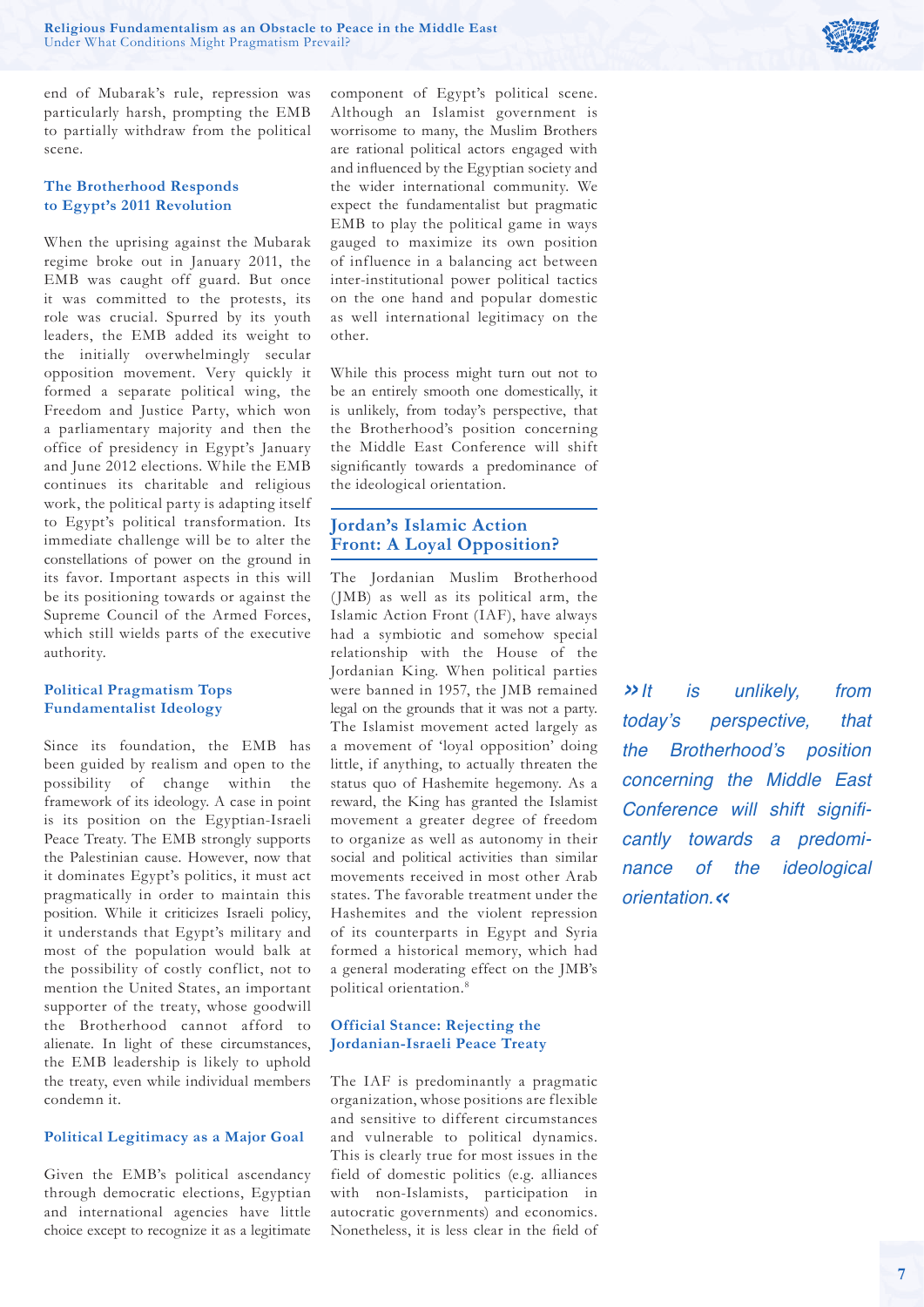end of Mubarak's rule, repression was particularly harsh, prompting the EMB to partially withdraw from the political scene.

### The Brotherhood Responds to Egypt's 2011 Revolution

When the uprising against the Mubarak regime broke out in January 2011, the EMB was caught off guard. But once it was committed to the protests, its role was crucial. Spurred by its youth leaders, the EMB added its weight to the initially overwhelmingly secular opposition movement. Very quickly it formed a separate political wing, the Freedom and Justice Party, which won a parliamentary majority and then the office of presidency in Egypt's January and June 2012 elections. While the EMB continues its charitable and religious work, the political party is adapting itself to Egypt's political transformation. Its immediate challenge will be to alter the constellations of power on the ground in its favor. Important aspects in this will be its positioning towards or against the Supreme Council of the Armed Forces, which still wields parts of the executive authority.

### Political Pragmatism Tops Fundamentalist Ideology

Since its foundation, the EMB has been guided by realism and open to the possibility of change within the framework of its ideology. A case in point is its position on the Egyptian-Israeli Peace Treaty. The EMB strongly supports the Palestinian cause. However, now that it dominates Egypt's politics, it must act pragmatically in order to maintain this position. While it criticizes Israeli policy, it understands that Egypt's military and most of the population would balk at the possibility of costly conflict, not to mention the United States, an important supporter of the treaty, whose goodwill the Brotherhood cannot afford to alienate. In light of these circumstances, the EMB leadership is likely to uphold the treaty, even while individual members condemn it.

### Political Legitimacy as a Major Goal

Given the EMB's political ascendancy through democratic elections, Egyptian and international agencies have little choice except to recognize it as a legitimate component of Egypt's political scene. Although an Islamist government is worrisome to many, the Muslim Brothers are rational political actors engaged with and influenced by the Egyptian society and the wider international community. We expect the fundamentalist but pragmatic EMB to play the political game in ways gauged to maximize its own position of influence in a balancing act between inter-institutional power political tactics on the one hand and popular domestic as well international legitimacy on the other.

While this process might turn out not to be an entirely smooth one domestically, it is unlikely, from today's perspective, that the Brotherhood's position concerning the Middle East Conference will shift significantly towards a predominance of the ideological orientation.

## Jordan's Islamic Action Front: A Loyal Opposition?

The Jordanian Muslim Brotherhood (JMB) as well as its political arm, the Islamic Action Front (IAF), have always had a symbiotic and somehow special relationship with the House of the Jordanian King. When political parties were banned in 1957, the JMB remained legal on the grounds that it was not a party. The Islamist movement acted largely as a movement of 'loyal opposition' doing little, if anything, to actually threaten the status quo of Hashemite hegemony. As a reward, the King has granted the Islamist movement a greater degree of freedom to organize as well as autonomy in their social and political activities than similar movements received in most other Arab states. The favorable treatment under the Hashemites and the violent repression of its counterparts in Egypt and Syria formed a historical memory, which had a general moderating effect on the JMB's political orientation.[8]

### Official Stance: Rejecting the Jordanian-Israeli Peace Treaty

The IAF is predominantly a pragmatic organization, whose positions are flexible and sensitive to different circumstances and vulnerable to political dynamics. This is clearly true for most issues in the field of domestic politics (e.g. alliances with non-Islamists, participation in autocratic governments) and economics. Nonetheless, it is less clear in the field of

*» It is unlikely, from today's perspective, that the Brotherhood's position concerning the Middle East Conference will shift significantly towards a predominance of the ideological orientation. «*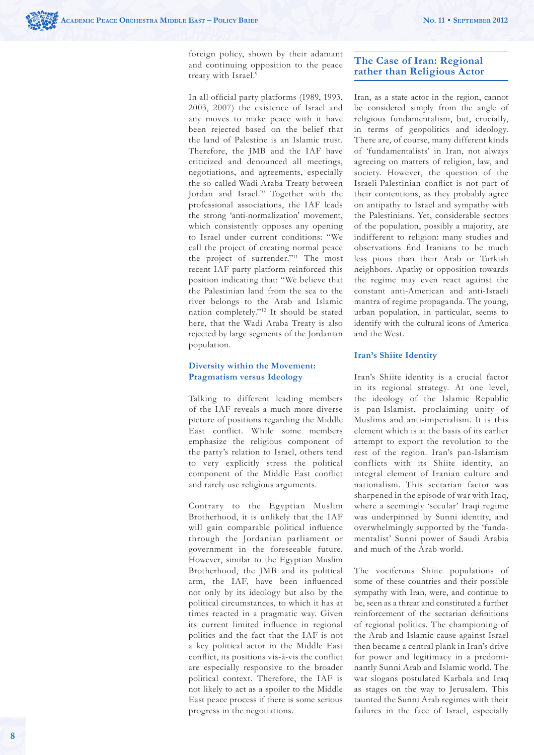foreign policy, shown by their adamant and continuing opposition to the peace treaty with Israel.[9]

In all official party platforms (1989, 1993, 2003, 2007) the existence of Israel and any moves to make peace with it have been rejected based on the belief that the land of Palestine is an Islamic trust. Therefore, the JMB and the IAF have criticized and denounced all meetings, negotiations, and agreements, especially the so-called Wadi Araba Treaty between Jordan and Israel.[10] Together with the professional associations, the IAF leads the strong 'anti-normalization' movement, which consistently opposes any opening to Israel under current conditions: "We call the project of creating normal peace the project of surrender."[11] The most recent IAF party platform reinforced this position indicating that: "We believe that the Palestinian land from the sea to the river belongs to the Arab and Islamic nation completely."[12] It should be stated here, that the Wadi Araba Treaty is also rejected by large segments of the Jordanian population.

### Diversity within the Movement: Pragmatism versus Ideology

Talking to different leading members of the IAF reveals a much more diverse picture of positions regarding the Middle East conflict. While some members emphasize the religious component of the party's relation to Israel, others tend to very explicitly stress the political component of the Middle East conflict and rarely use religious arguments.

Contrary to the Egyptian Muslim Brotherhood, it is unlikely that the IAF will gain comparable political influence through the Jordanian parliament or government in the foreseeable future. However, similar to the Egyptian Muslim Brotherhood, the JMB and its political arm, the IAF, have been influenced not only by its ideology but also by the political circumstances, to which it has at times reacted in a pragmatic way. Given its current limited influence in regional politics and the fact that the IAF is not a key political actor in the Middle East conflict, its positions vis-à-vis the conflict are especially responsive to the broader political context. Therefore, the IAF is not likely to act as a spoiler to the Middle East peace process if there is some serious progress in the negotiations.

## The Case of Iran: Regional rather than Religious Actor

Iran, as a state actor in the region, cannot be considered simply from the angle of religious fundamentalism, but, crucially, in terms of geopolitics and ideology. There are, of course, many different kinds of 'fundamentalists' in Iran, not always agreeing on matters of religion, law, and society. However, the question of the Israeli-Palestinian conflict is not part of their contentions, as they probably agree on antipathy to Israel and sympathy with the Palestinians. Yet, considerable sectors of the population, possibly a majority, are indifferent to religion: many studies and observations find Iranians to be much less pious than their Arab or Turkish neighbors. Apathy or opposition towards the regime may even react against the constant anti-American and anti-Israeli mantra of regime propaganda. The young, urban population, in particular, seems to identify with the cultural icons of America and the West.

### Iran's Shiite Identity

Iran's Shiite identity is a crucial factor in its regional strategy. At one level, the ideology of the Islamic Republic is pan-Islamist, proclaiming unity of Muslims and anti-imperialism. It is this element which is at the basis of its earlier attempt to export the revolution to the rest of the region. Iran's pan-Islamism conflicts with its Shiite identity, an integral element of Iranian culture and nationalism. This sectarian factor was sharpened in the episode of war with Iraq, where a seemingly 'secular' Iraqi regime was underpinned by Sunni identity, and overwhelmingly supported by the 'fundamentalist' Sunni power of Saudi Arabia and much of the Arab world.

The vociferous Shiite populations of some of these countries and their possible sympathy with Iran, were, and continue to be, seen as a threat and constituted a further reinforcement of the sectarian definitions of regional politics. The championing of the Arab and Islamic cause against Israel then became a central plank in Iran's drive for power and legitimacy in a predominantly Sunni Arab and Islamic world. The war slogans postulated Karbala and Iraq as stages on the way to Jerusalem. This taunted the Sunni Arab regimes with their failures in the face of Israel, especially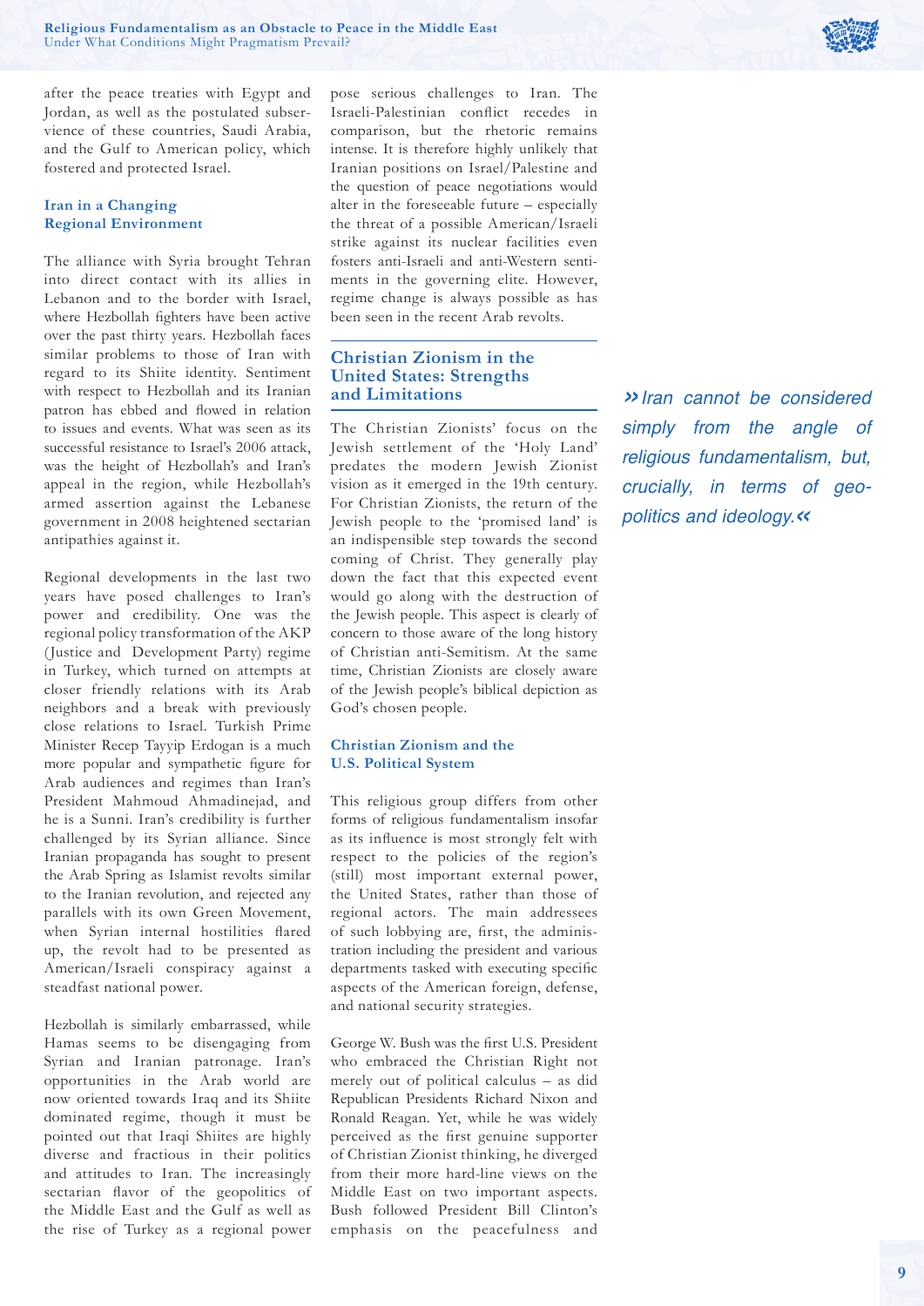after the peace treaties with Egypt and Jordan, as well as the postulated subservience of these countries, Saudi Arabia, and the Gulf to American policy, which fostered and protected Israel.

### Iran in a Changing Regional Environment

The alliance with Syria brought Tehran into direct contact with its allies in Lebanon and to the border with Israel, where Hezbollah fighters have been active over the past thirty years. Hezbollah faces similar problems to those of Iran with regard to its Shiite identity. Sentiment with respect to Hezbollah and its Iranian patron has ebbed and flowed in relation to issues and events. What was seen as its successful resistance to Israel's 2006 attack, was the height of Hezbollah's and Iran's appeal in the region, while Hezbollah's armed assertion against the Lebanese government in 2008 heightened sectarian antipathies against it.

Regional developments in the last two years have posed challenges to Iran's power and credibility. One was the regional policy transformation of the AKP (Justice and Development Party) regime in Turkey, which turned on attempts at closer friendly relations with its Arab neighbors and a break with previously close relations to Israel. Turkish Prime Minister Recep Tayyip Erdogan is a much more popular and sympathetic figure for Arab audiences and regimes than Iran's President Mahmoud Ahmadinejad, and he is a Sunni. Iran's credibility is further challenged by its Syrian alliance. Since Iranian propaganda has sought to present the Arab Spring as Islamist revolts similar to the Iranian revolution, and rejected any parallels with its own Green Movement, when Syrian internal hostilities flared up, the revolt had to be presented as American/Israeli conspiracy against a steadfast national power.

Hezbollah is similarly embarrassed, while Hamas seems to be disengaging from Syrian and Iranian patronage. Iran's opportunities in the Arab world are now oriented towards Iraq and its Shiite dominated regime, though it must be pointed out that Iraqi Shiites are highly diverse and fractious in their politics and attitudes to Iran. The increasingly sectarian flavor of the geopolitics of the Middle East and the Gulf as well as the rise of Turkey as a regional power pose serious challenges to Iran. The Israeli-Palestinian conflict recedes in comparison, but the rhetoric remains intense. It is therefore highly unlikely that Iranian positions on Israel/Palestine and the question of peace negotiations would alter in the foreseeable future – especially the threat of a possible American/Israeli strike against its nuclear facilities even fosters anti-Israeli and anti-Western sentiments in the governing elite. However, regime change is always possible as has been seen in the recent Arab revolts.

> *»Iran cannot be considered simply from the angle of religious fundamentalism, but, crucially, in terms of geopolitics and ideology.«*

## Christian Zionism in the United States: Strengths and Limitations

The Christian Zionists' focus on the Jewish settlement of the 'Holy Land' predates the modern Jewish Zionist vision as it emerged in the 19th century. For Christian Zionists, the return of the Jewish people to the 'promised land' is an indispensible step towards the second coming of Christ. They generally play down the fact that this expected event would go along with the destruction of the Jewish people. This aspect is clearly of concern to those aware of the long history of Christian anti-Semitism. At the same time, Christian Zionists are closely aware of the Jewish people's biblical depiction as God's chosen people.

### Christian Zionism and the U.S. Political System

This religious group differs from other forms of religious fundamentalism insofar as its influence is most strongly felt with respect to the policies of the region's (still) most important external power, the United States, rather than those of regional actors. The main addressees of such lobbying are, first, the administration including the president and various departments tasked with executing specific aspects of the American foreign, defense, and national security strategies.

George W. Bush was the first U.S. President who embraced the Christian Right not merely out of political calculus – as did Republican Presidents Richard Nixon and Ronald Reagan. Yet, while he was widely perceived as the first genuine supporter of Christian Zionist thinking, he diverged from their more hard-line views on the Middle East on two important aspects. Bush followed President Bill Clinton's emphasis on the peacefulness and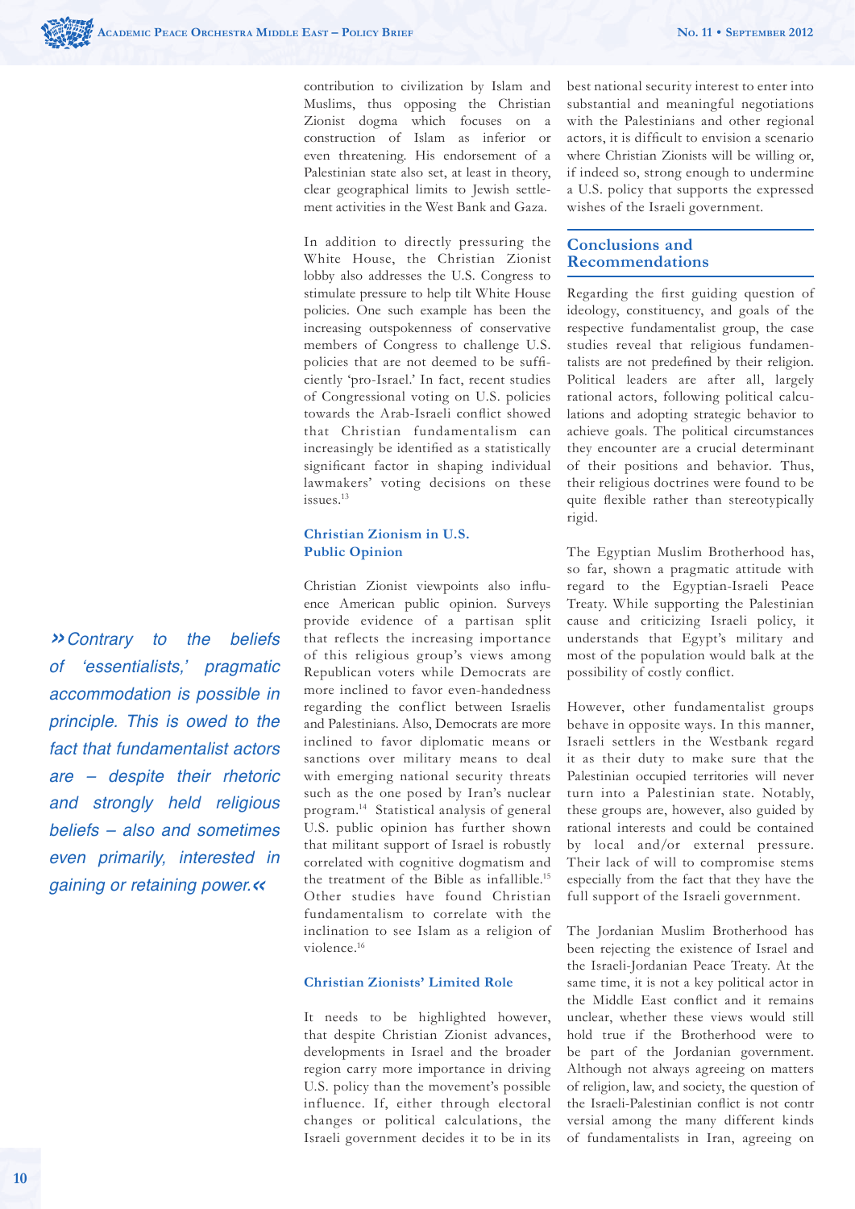contribution to civilization by Islam and Muslims, thus opposing the Christian Zionist dogma which focuses on a construction of Islam as inferior or even threatening. His endorsement of a Palestinian state also set, at least in theory, clear geographical limits to Jewish settlement activities in the West Bank and Gaza.

In addition to directly pressuring the White House, the Christian Zionist lobby also addresses the U.S. Congress to stimulate pressure to help tilt White House policies. One such example has been the increasing outspokenness of conservative members of Congress to challenge U.S. policies that are not deemed to be sufficiently 'pro-Israel.' In fact, recent studies of Congressional voting on U.S. policies towards the Arab-Israeli conflict showed that Christian fundamentalism can increasingly be identified as a statistically significant factor in shaping individual lawmakers' voting decisions on these issues.[13]

### Christian Zionism in U.S. Public Opinion

Christian Zionist viewpoints also influence American public opinion. Surveys provide evidence of a partisan split that reflects the increasing importance of this religious group's views among Republican voters while Democrats are more inclined to favor even-handedness regarding the conflict between Israelis and Palestinians. Also, Democrats are more inclined to favor diplomatic means or sanctions over military means to deal with emerging national security threats such as the one posed by Iran's nuclear program.[14] Statistical analysis of general U.S. public opinion has further shown that militant support of Israel is robustly correlated with cognitive dogmatism and the treatment of the Bible as infallible.[15] Other studies have found Christian fundamentalism to correlate with the inclination to see Islam as a religion of violence.[16]

### Christian Zionists' Limited Role

It needs to be highlighted however, that despite Christian Zionist advances, developments in Israel and the broader region carry more importance in driving U.S. policy than the movement's possible influence. If, either through electoral changes or political calculations, the Israeli government decides it to be in its best national security interest to enter into substantial and meaningful negotiations with the Palestinians and other regional actors, it is difficult to envision a scenario where Christian Zionists will be willing or, if indeed so, strong enough to undermine a U.S. policy that supports the expressed wishes of the Israeli government.

*»Contrary to the beliefs of 'essentialists,' pragmatic accommodation is possible in principle. This is owed to the fact that fundamentalist actors are – despite their rhetoric and strongly held religious beliefs – also and sometimes even primarily, interested in gaining or retaining power.«*

## Conclusions and Recommendations

Regarding the first guiding question of ideology, constituency, and goals of the respective fundamentalist group, the case studies reveal that religious fundamentalists are not predefined by their religion. Political leaders are after all, largely rational actors, following political calculations and adopting strategic behavior to achieve goals. The political circumstances they encounter are a crucial determinant of their positions and behavior. Thus, their religious doctrines were found to be quite flexible rather than stereotypically rigid.

The Egyptian Muslim Brotherhood has, so far, shown a pragmatic attitude with regard to the Egyptian-Israeli Peace Treaty. While supporting the Palestinian cause and criticizing Israeli policy, it understands that Egypt's military and most of the population would balk at the possibility of costly conflict.

However, other fundamentalist groups behave in opposite ways. In this manner, Israeli settlers in the Westbank regard it as their duty to make sure that the Palestinian occupied territories will never turn into a Palestinian state. Notably, these groups are, however, also guided by rational interests and could be contained by local and/or external pressure. Their lack of will to compromise stems especially from the fact that they have the full support of the Israeli government.

The Jordanian Muslim Brotherhood has been rejecting the existence of Israel and the Israeli-Jordanian Peace Treaty. At the same time, it is not a key political actor in the Middle East conflict and it remains unclear, whether these views would still hold true if the Brotherhood were to be part of the Jordanian government. Although not always agreeing on matters of religion, law, and society, the question of the Israeli-Palestinian conflict is not contrversial among the many different kinds of fundamentalists in Iran, agreeing on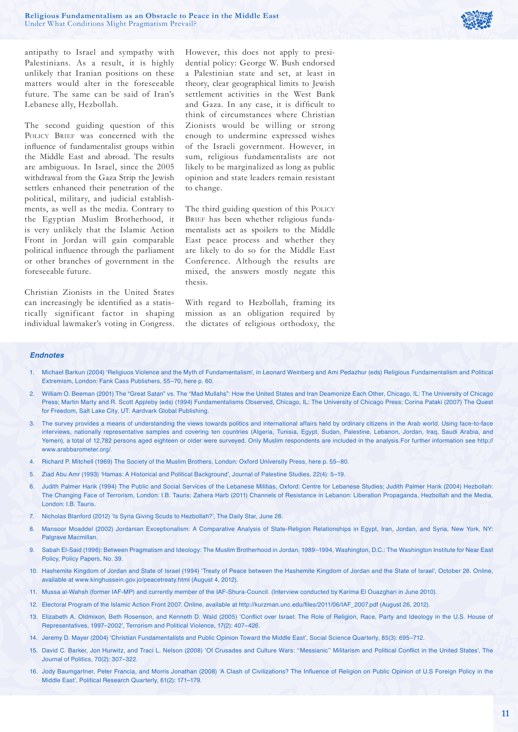antipathy to Israel and sympathy with Palestinians. As a result, it is highly unlikely that Iranian positions on these matters would alter in the foreseeable future. The same can be said of Iran's Lebanese ally, Hezbollah.

The second guiding question of this Policy Brief was concerned with the influence of fundamentalist groups within the Middle East and abroad. The results are ambiguous. In Israel, since the 2005 withdrawal from the Gaza Strip the Jewish settlers enhanced their penetration of the political, military, and judicial establishments, as well as the media. Contrary to the Egyptian Muslim Brotherhood, it is very unlikely that the Islamic Action Front in Jordan will gain comparable political influence through the parliament or other branches of government in the foreseeable future.

Christian Zionists in the United States can increasingly be identified as a statistically significant factor in shaping individual lawmaker's voting in Congress. However, this does not apply to presidential policy: George W. Bush endorsed a Palestinian state and set, at least in theory, clear geographical limits to Jewish settlement activities in the West Bank and Gaza. In any case, it is difficult to think of circumstances where Christian Zionists would be willing or strong enough to undermine expressed wishes of the Israeli government. However, in sum, religious fundamentalists are not likely to be marginalized as long as public opinion and state leaders remain resistant to change.

The third guiding question of this Policy Brief has been whether religious fundamentalists act as spoilers to the Middle East peace process and whether they are likely to do so for the Middle East Conference. Although the results are mixed, the answers mostly negate this thesis.

With regard to Hezbollah, framing its mission as an obligation required by the dictates of religious orthodoxy, the

### *Endnotes*

1. Michael Barkun (2004) 'Religiuos Violence and the Myth of Fundamentalism', in Leonard Weinberg and Ami Pedazhur (eds) Religious Fundamentalism and Political Extremism, London: Fank Cass Publishers, 55–70, here p. 60.
2. William O. Beeman (2001) The "Great Satan" vs. The "Mad Mullahs": How the United States and Iran Deamonize Each Other, Chicago, IL: The University of Chicago Press; Martin Marty and R. Scott Appleby (eds) (1994) Fundamentalisms Observed, Chicago, IL: The University of Chicago Press; Corina Pataki (2007) The Quest for Freedom, Salt Lake City, UT: Aardvark Global Publishing.
3. The survey provides a means of understanding the views towards politics and international affairs held by ordinary citizens in the Arab world. Using face-to-face interviews, nationally representative samples and covering ten countries (Algeria, Tunisia, Egypt, Sudan, Palestine, Lebanon, Jordan, Iraq, Saudi Arabia, and Yemen), a total of 12,782 persons aged eighteen or older were surveyed. Only Muslim respondents are included in the analysis.For further information see http://www.arabbarometer.org/.
4. Richard P. Mitchell (1969) The Society of the Muslim Brothers, London: Oxford University Press, here p. 55–80.
5. Ziad Abu Amr (1993) 'Hamas: A Historical and Political Background', Journal of Palestine Studies, 22(4): 5–19.
6. Judith Palmer Harik (1994) The Public and Social Services of the Lebanese Militias, Oxford: Centre for Lebanese Studies; Judith Palmer Harik (2004) Hezbollah: The Changing Face of Terrorism, London: I.B. Tauris; Zahera Harb (2011) Channels of Resistance in Lebanon: Liberation Propaganda, Hezbollah and the Media, London: I.B. Tauris.
7. Nicholas Blanford (2012) 'Is Syria Giving Scuds to Hezbollah?', The Daily Star, June 26.
8. Mansoor Moaddel (2002) Jordanian Exceptionalism: A Comparative Analysis of State-Religion Relationships in Egypt, Iran, Jordan, and Syria, New York, NY: Palgrave Macmillan.
9. Sabah El-Said (1996): Between Pragmatism and Ideology: The Muslim Brotherhood in Jordan, 1989–1994, Washington, D.C.: The Washington Institute for Near East Policy, Policy Papers, No. 39.
10. Hashemite Kingdom of Jordan and State of Israel (1994) 'Treaty of Peace between the Hashemite Kingdom of Jordan and the State of Israel', October 26. Online, available at www.kinghussein.gov.jo/peacetreaty.html (August 4, 2012).
11. Mussa al-Wahsh (former IAF-MP) and currently member of the IAF-Shura-Council. (Interview conducted by Karima El Ouazghari in June 2010).
12. Electoral Program of the Islamic Action Front 2007. Online, available at http://kurzman.unc.edu/files/2011/06/IAF_2007.pdf (August 26, 2012).
13. Elizabeth A. Oldmixon, Beth Rosenson, and Kenneth D. Wald (2005) 'Conflict over Israel: The Role of Religion, Race, Party and Ideology in the U.S. House of Representatives, 1997–2002', Terrorism and Political Violence, 17(2): 407–426.
14. Jeremy D. Mayer (2004) 'Christian Fundamentalists and Public Opinion Toward the Middle East', Social Science Quarterly, 85(3): 695–712.
15. David C. Barker, Jon Hurwitz, and Traci L. Nelson (2008) 'Of Crusades and Culture Wars: ''Messianic'' Militarism and Political Conflict in the United States', The Journal of Politics, 70(2): 307–322.
16. Jody Baumgartner, Peter Francia, and Morris Jonathan (2008) 'A Clash of Civilizations? The Influence of Religion on Public Opinion of U.S Foreign Policy in the Middle East', Political Research Quarterly, 61(2): 171–179.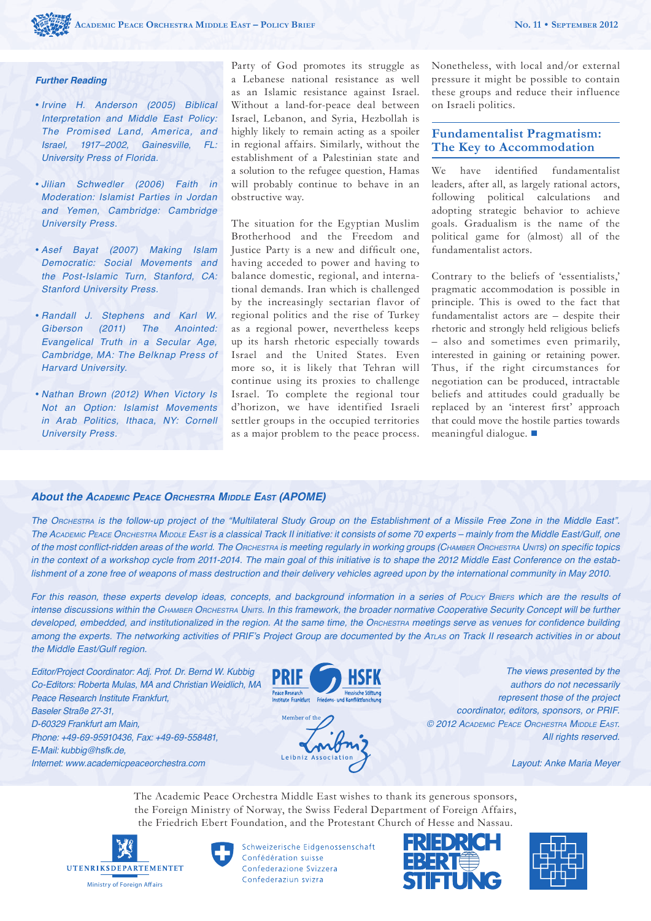### Further Reading

- *Irvine H. Anderson (2005) Biblical Interpretation and Middle East Policy: The Promised Land, America, and Israel, 1917–2002, Gainesville, FL: University Press of Florida.*
- *Jilian Schwedler (2006) Faith in Moderation: Islamist Parties in Jordan and Yemen, Cambridge: Cambridge University Press.*
- *Asef Bayat (2007) Making Islam Democratic: Social Movements and the Post-Islamic Turn, Stanford, CA: Stanford University Press.*
- *Randall J. Stephens and Karl W. Giberson (2011) The Anointed: Evangelical Truth in a Secular Age, Cambridge, MA: The Belknap Press of Harvard University.*
- *Nathan Brown (2012) When Victory Is Not an Option: Islamist Movements in Arab Politics, Ithaca, NY: Cornell University Press.*

Party of God promotes its struggle as a Lebanese national resistance as well as an Islamic resistance against Israel. Without a land-for-peace deal between Israel, Lebanon, and Syria, Hezbollah is highly likely to remain acting as a spoiler in regional affairs. Similarly, without the establishment of a Palestinian state and a solution to the refugee question, Hamas will probably continue to behave in an obstructive way.

The situation for the Egyptian Muslim Brotherhood and the Freedom and Justice Party is a new and difficult one, having acceded to power and having to balance domestic, regional, and international demands. Iran which is challenged by the increasingly sectarian flavor of regional politics and the rise of Turkey as a regional power, nevertheless keeps up its harsh rhetoric especially towards Israel and the United States. Even more so, it is likely that Tehran will continue using its proxies to challenge Israel. To complete the regional tour d'horizon, we have identified Israeli settler groups in the occupied territories as a major problem to the peace process. Nonetheless, with local and/or external pressure it might be possible to contain these groups and reduce their influence on Israeli politics.

## Fundamentalist Pragmatism: The Key to Accommodation

We have identified fundamentalist leaders, after all, as largely rational actors, following political calculations and adopting strategic behavior to achieve their goals. Gradualism is the name of the political game for (almost) all of the fundamentalist actors.

Contrary to the beliefs of 'essentialists,' pragmatic accommodation is possible in principle. This is owed to the fact that fundamentalist actors are – despite their rhetoric and strongly held religious beliefs – also and sometimes even primarily, interested in gaining or retaining power. Thus, if the right circumstances for negotiation can be produced, intractable beliefs and attitudes could gradually be replaced by an 'interest first' approach that could move the hostile parties towards meaningful dialogue. ■

### About the Academic Peace Orchestra Middle East (APOME)

*The Orchestra is the follow-up project of the "Multilateral Study Group on the Establishment of a Missile Free Zone in the Middle East". The Academic Peace Orchestra Middle East is a classical Track II initiative: it consists of some 70 experts – mainly from the Middle East/Gulf, one of the most conflict-ridden areas of the world. The Orchestra is meeting regularly in working groups (Chamber Orchestra Units) on specific topics in the context of a workshop cycle from 2011-2014. The main goal of this initiative is to shape the 2012 Middle East Conference on the establishment of a zone free of weapons of mass destruction and their delivery vehicles agreed upon by the international community in May 2010.*

*For this reason, these experts develop ideas, concepts, and background information in a series of Policy Briefs which are the results of intense discussions within the Chamber Orchestra Units. In this framework, the broader normative Cooperative Security Concept will be further developed, embedded, and institutionalized in the region. At the same time, the Orchestra meetings serve as venues for confidence building among the experts. The networking activities of PRIF's Project Group are documented by the Atlas on Track II research activities in or about the Middle East/Gulf region.*

*Editor/Project Coordinator: Adj. Prof. Dr. Bernd W. Kubbig*
*Co-Editors: Roberta Mulas, MA and Christian Weidlich, MA*
*Peace Research Institute Frankfurt,*
*Baseler Straße 27-31,*
*D-60329 Frankfurt am Main,*
*Phone: +49-69-95910436, Fax: +49-69-558481,*
*E-Mail: kubbig@hsfk.de,*
*Internet: www.academicpeaceorchestra.com*

PRIF Peace Research Institute Frankfurt – HSFK Hessische Stiftung Friedens- und Konfliktforschung

Member of the Leibniz Association

*The views presented by the authors do not necessarily represent those of the project coordinator, editors, sponsors, or PRIF.*
*© 2012 Academic Peace Orchestra Middle East.*
*All rights reserved.*

*Layout: Anke Maria Meyer*

The Academic Peace Orchestra Middle East wishes to thank its generous sponsors, the Foreign Ministry of Norway, the Swiss Federal Department of Foreign Affairs, the Friedrich Ebert Foundation, and the Protestant Church of Hesse and Nassau.

UTENRIKSDEPARTEMENTET
Ministry of Foreign Affairs

Schweizerische Eidgenossenschaft
Confédération suisse
Confederazione Svizzera
Confederaziun svizra

FRIEDRICH EBERT STIFTUNG